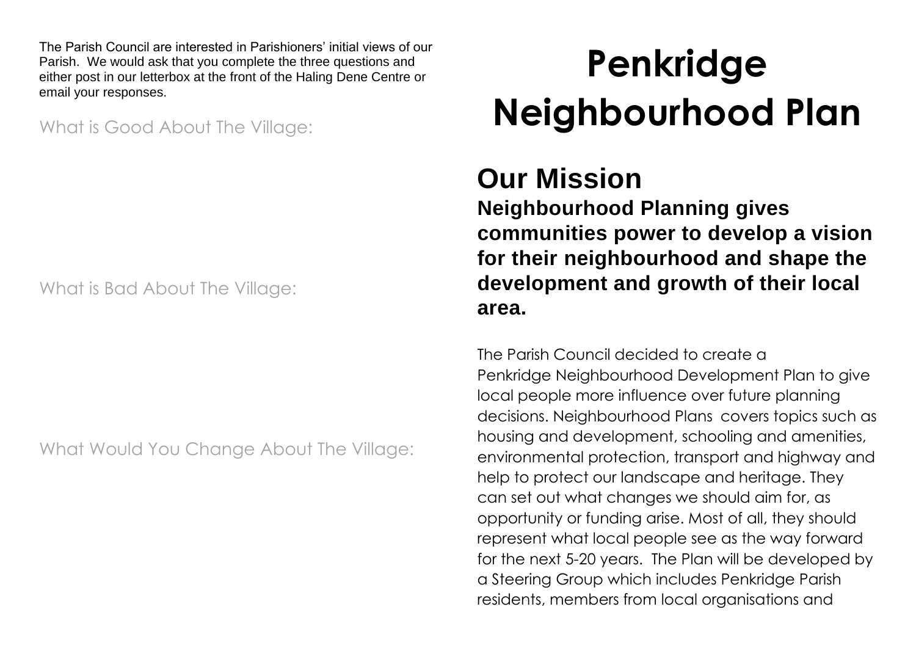The Parish Council are interested in Parishioners' initial views of our Parish. We would ask that you complete the three questions and either post in our letterbox at the front of the Haling Dene Centre or email your responses.

What is Good About The Village:

What is Bad About The Village:

What Would You Change About The Village:

# Penkridge Neighbourhood Plan

## Our Mission

**Neighbourhood Planning gives communities power to develop a vision for their neighbourhood and shape the development and growth of their local area.**

The Parish Council decided to create a Penkridge Neighbourhood Development Plan to give local people more influence over future planning decisions. Neighbourhood Plans covers topics such as housing and development, schooling and amenities, environmental protection, transport and highway and help to protect our landscape and heritage. They can set out what changes we should aim for, as opportunity or funding arise. Most of all, they should represent what local people see as the way forward for the next 5-20 years. The Plan will be developed by a Steering Group which includes Penkridge Parish residents, members from local organisations and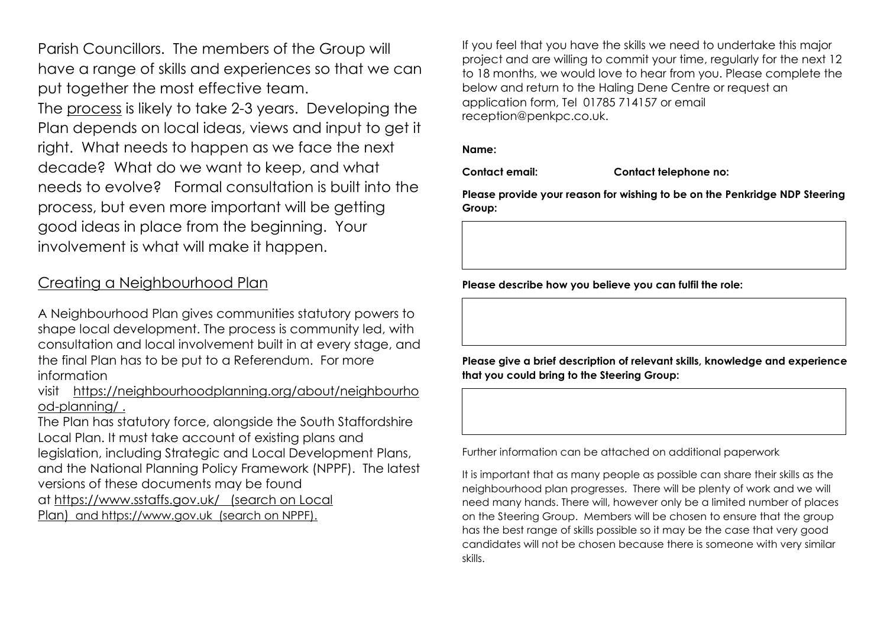Parish Councillors. The members of the Group will have a range of skills and experiences so that we can put together the most effective team.

The process is likely to take 2-3 years. Developing the Plan depends on local ideas, views and input to get it right. What needs to happen as we face the next decade? What do we want to keep, and what needs to evolve? Formal consultation is built into the process, but even more important will be getting good ideas in place from the beginning. Your involvement is what will make it happen.

## Creating a Neighbourhood Plan

A Neighbourhood Plan gives communities statutory powers to shape local development. The process is community led, with consultation and local involvement built in at every stage, and the final Plan has to be put to a Referendum. For more information visit https://neighbourhoodplanning.org/about/neighbourhood-planning/ .

The Plan has statutory force, alongside the South Staffordshire Local Plan. It must take account of existing plans and legislation, including Strategic and Local Development Plans, and the National Planning Policy Framework (NPPF). The latest versions of these documents may be found at https://www.sstaffs.gov.uk/ (search on Local Plan) and https://www.gov.uk (search on NPPF).

If you feel that you have the skills we need to undertake this major project and are willing to commit your time, regularly for the next 12 to 18 months, we would love to hear from you. Please complete the below and return to the Haling Dene Centre or request an application form, Tel 01785 714157 or email reception@penkpc.co.uk.

**Name:**

**Contact email:** **Contact telephone no:**

**Please provide your reason for wishing to be on the Penkridge NDP Steering Group:**

**Please describe how you believe you can fulfil the role:**

**Please give a brief description of relevant skills, knowledge and experience that you could bring to the Steering Group:**

Further information can be attached on additional paperwork

It is important that as many people as possible can share their skills as the neighbourhood plan progresses. There will be plenty of work and we will need many hands. There will, however only be a limited number of places on the Steering Group. Members will be chosen to ensure that the group has the best range of skills possible so it may be the case that very good candidates will not be chosen because there is someone with very similar skills.